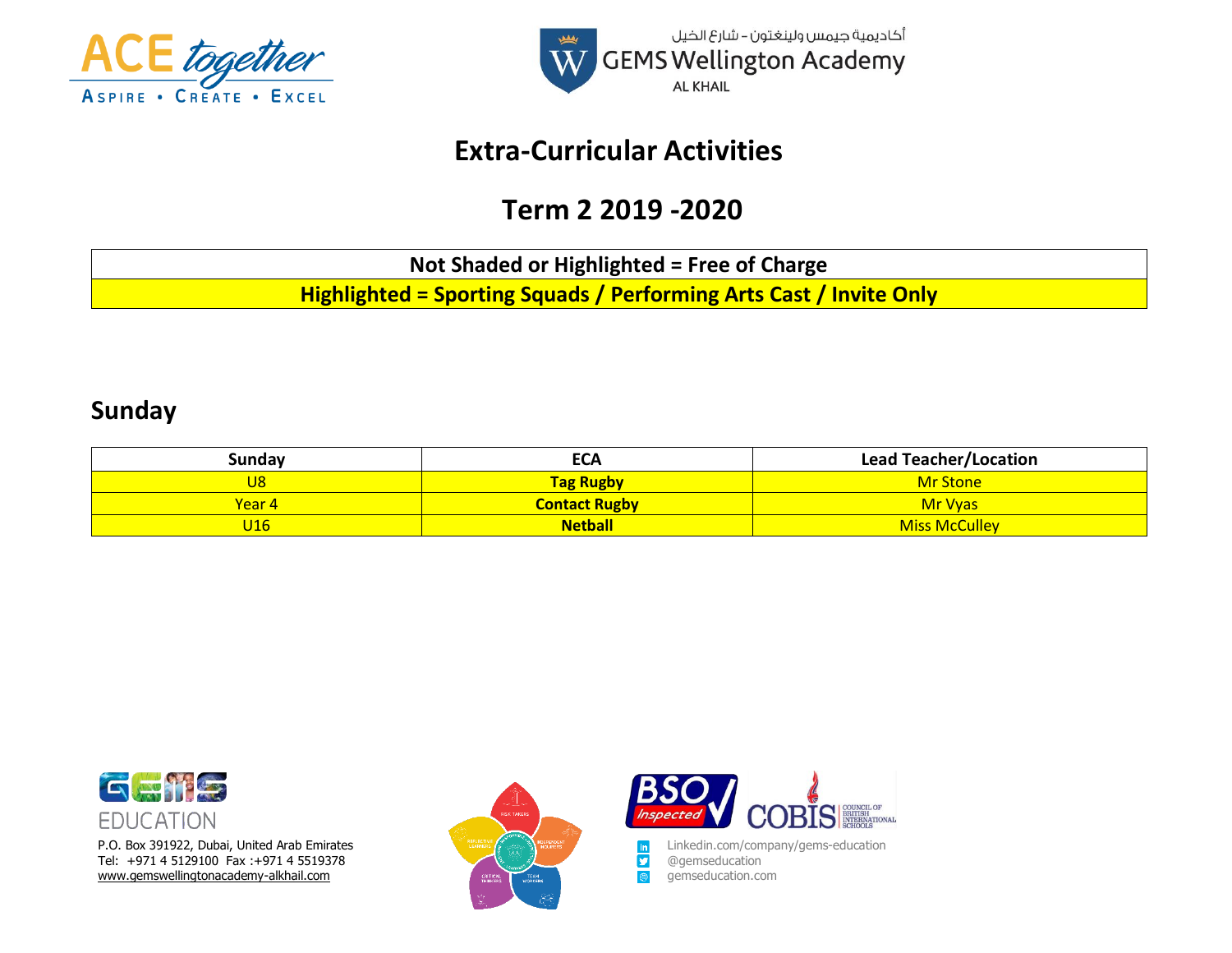ACE together
ASPIRE • CREATE • EXCEL

أكاديمية جيمس ولينغتون - شارع الخيل
GEMS Wellington Academy
AL KHAIL

# Extra-Curricular Activities

# Term 2 2019 -2020

| Not Shaded or Highlighted = Free of Charge |
|---|
| Highlighted = Sporting Squads / Performing Arts Cast / Invite Only |

## Sunday

| Sunday | ECA | Lead Teacher/Location |
|---|---|---|
| U8 | **Tag Rugby** | Mr Stone |
| Year 4 | **Contact Rugby** | Mr Vyas |
| U16 | **Netball** | Miss McCulley |

GEMS EDUCATION
P.O. Box 391922, Dubai, United Arab Emirates
Tel: +971 4 5129100 Fax :+971 4 5519378
www.gemswellingtonacademy-alkhail.com

BSO Inspected
COBIS Council of British International Schools

Linkedin.com/company/gems-education
@gemseducation
gemseducation.com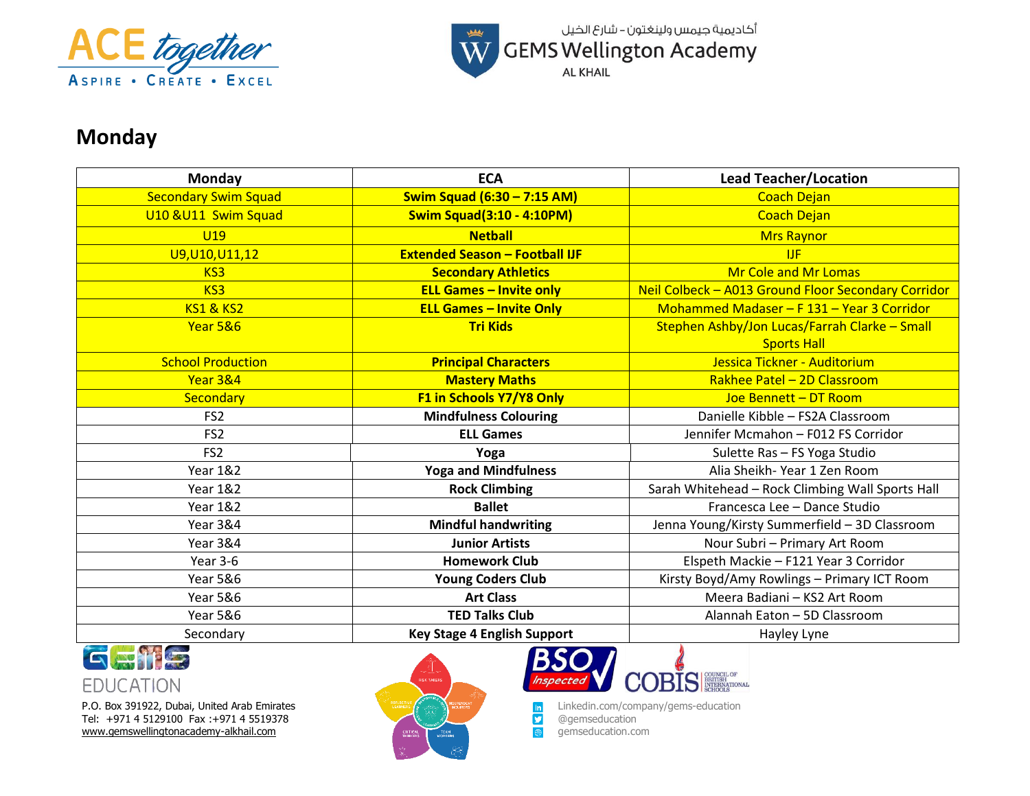## Monday

| Monday | ECA | Lead Teacher/Location |
|---|---|---|
| Secondary Swim Squad | **Swim Squad (6:30 – 7:15 AM)** | Coach Dejan |
| U10 &U11 Swim Squad | **Swim Squad(3:10 - 4:10PM)** | Coach Dejan |
| U19 | **Netball** | Mrs Raynor |
| U9,U10,U11,12 | **Extended Season – Football IJF** | IJF |
| KS3 | **Secondary Athletics** | Mr Cole and Mr Lomas |
| KS3 | **ELL Games – Invite only** | Neil Colbeck – A013 Ground Floor Secondary Corridor |
| KS1 & KS2 | **ELL Games – Invite Only** | Mohammed Madaser – F 131 – Year 3 Corridor |
| Year 5&6 | **Tri Kids** | Stephen Ashby/Jon Lucas/Farrah Clarke – Small Sports Hall |
| School Production | **Principal Characters** | Jessica Tickner - Auditorium |
| Year 3&4 | **Mastery Maths** | Rakhee Patel – 2D Classroom |
| Secondary | **F1 in Schools Y7/Y8 Only** | Joe Bennett – DT Room |
| FS2 | **Mindfulness Colouring** | Danielle Kibble – FS2A Classroom |
| FS2 | **ELL Games** | Jennifer Mcmahon – F012 FS Corridor |
| FS2 | **Yoga** | Sulette Ras – FS Yoga Studio |
| Year 1&2 | **Yoga and Mindfulness** | Alia Sheikh- Year 1 Zen Room |
| Year 1&2 | **Rock Climbing** | Sarah Whitehead – Rock Climbing Wall Sports Hall |
| Year 1&2 | **Ballet** | Francesca Lee – Dance Studio |
| Year 3&4 | **Mindful handwriting** | Jenna Young/Kirsty Summerfield – 3D Classroom |
| Year 3&4 | **Junior Artists** | Nour Subri – Primary Art Room |
| Year 3-6 | **Homework Club** | Elspeth Mackie – F121 Year 3 Corridor |
| Year 5&6 | **Young Coders Club** | Kirsty Boyd/Amy Rowlings – Primary ICT Room |
| Year 5&6 | **Art Class** | Meera Badiani – KS2 Art Room |
| Year 5&6 | **TED Talks Club** | Alannah Eaton – 5D Classroom |
| Secondary | **Key Stage 4 English Support** | Hayley Lyne |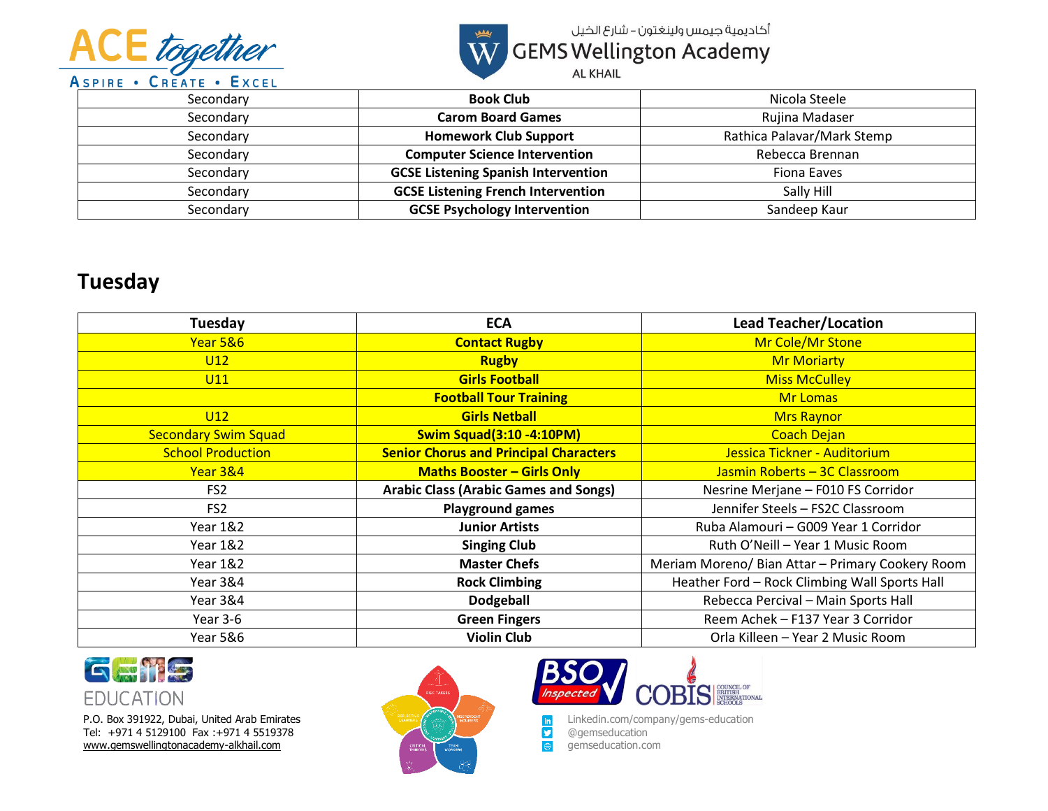| Secondary | **Book Club** | Nicola Steele |
|---|---|---|
| Secondary | **Carom Board Games** | Rujina Madaser |
| Secondary | **Homework Club Support** | Rathica Palavar/Mark Stemp |
| Secondary | **Computer Science Intervention** | Rebecca Brennan |
| Secondary | **GCSE Listening Spanish Intervention** | Fiona Eaves |
| Secondary | **GCSE Listening French Intervention** | Sally Hill |
| Secondary | **GCSE Psychology Intervention** | Sandeep Kaur |

## Tuesday

| Tuesday | ECA | Lead Teacher/Location |
|---|---|---|
| Year 5&6 | **Contact Rugby** | Mr Cole/Mr Stone |
| U12 | **Rugby** | Mr Moriarty |
| U11 | **Girls Football** | Miss McCulley |
| | **Football Tour Training** | Mr Lomas |
| U12 | **Girls Netball** | Mrs Raynor |
| Secondary Swim Squad | **Swim Squad(3:10 -4:10PM)** | Coach Dejan |
| School Production | **Senior Chorus and Principal Characters** | Jessica Tickner - Auditorium |
| Year 3&4 | **Maths Booster – Girls Only** | Jasmin Roberts – 3C Classroom |
| FS2 | **Arabic Class (Arabic Games and Songs)** | Nesrine Merjane – F010 FS Corridor |
| FS2 | **Playground games** | Jennifer Steels – FS2C Classroom |
| Year 1&2 | **Junior Artists** | Ruba Alamouri – G009 Year 1 Corridor |
| Year 1&2 | **Singing Club** | Ruth O'Neill – Year 1 Music Room |
| Year 1&2 | **Master Chefs** | Meriam Moreno/ Bian Attar – Primary Cookery Room |
| Year 3&4 | **Rock Climbing** | Heather Ford – Rock Climbing Wall Sports Hall |
| Year 3&4 | **Dodgeball** | Rebecca Percival – Main Sports Hall |
| Year 3-6 | **Green Fingers** | Reem Achek – F137 Year 3 Corridor |
| Year 5&6 | **Violin Club** | Orla Killeen – Year 2 Music Room |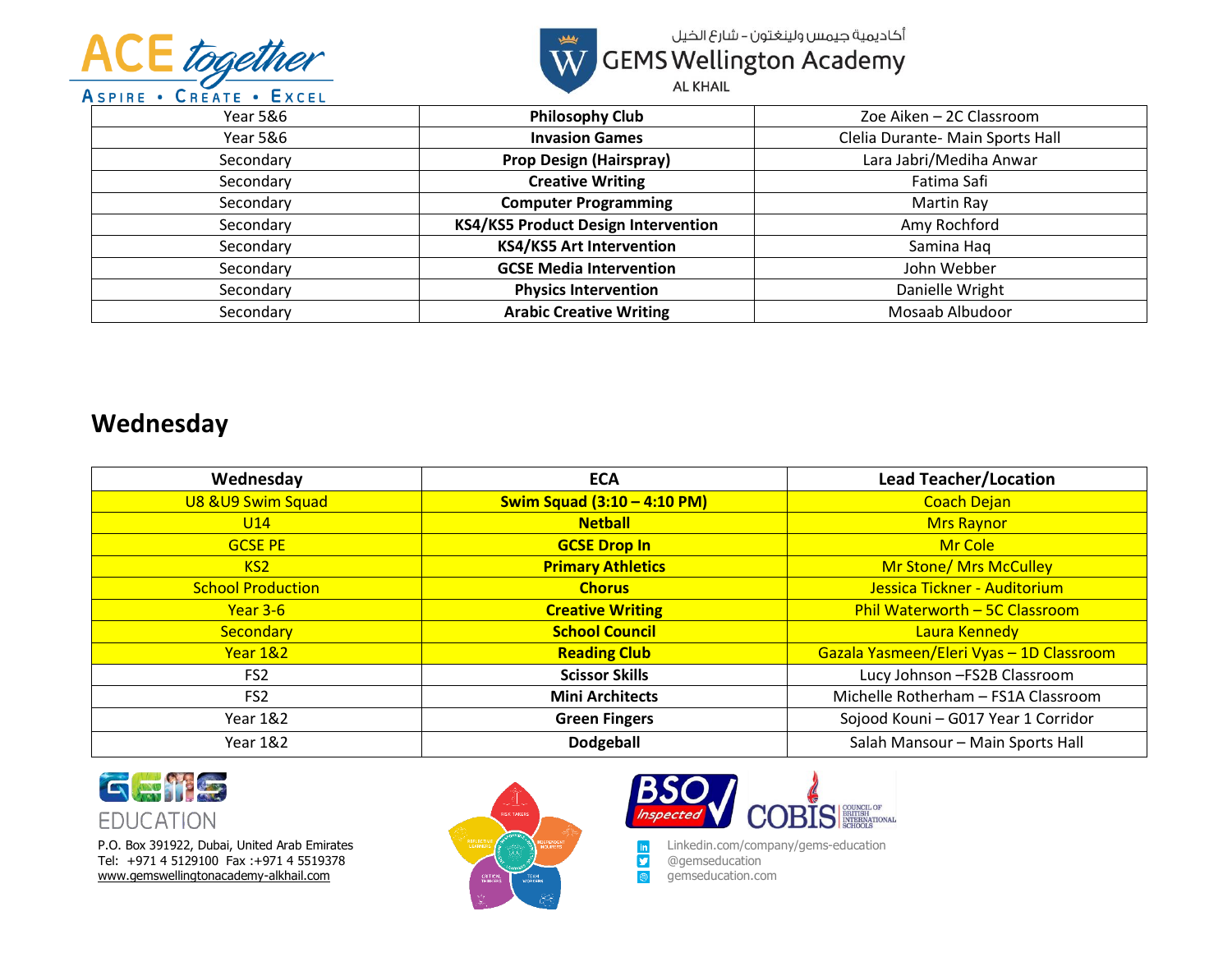| | | |
|---|---|---|
| Year 5&6 | **Philosophy Club** | Zoe Aiken – 2C Classroom |
| Year 5&6 | **Invasion Games** | Clelia Durante- Main Sports Hall |
| Secondary | **Prop Design (Hairspray)** | Lara Jabri/Mediha Anwar |
| Secondary | **Creative Writing** | Fatima Safi |
| Secondary | **Computer Programming** | Martin Ray |
| Secondary | **KS4/KS5 Product Design Intervention** | Amy Rochford |
| Secondary | **KS4/KS5 Art Intervention** | Samina Haq |
| Secondary | **GCSE Media Intervention** | John Webber |
| Secondary | **Physics Intervention** | Danielle Wright |
| Secondary | **Arabic Creative Writing** | Mosaab Albudoor |

## Wednesday

| Wednesday | ECA | Lead Teacher/Location |
|---|---|---|
| U8 &U9 Swim Squad | **Swim Squad (3:10 – 4:10 PM)** | Coach Dejan |
| U14 | **Netball** | Mrs Raynor |
| GCSE PE | **GCSE Drop In** | Mr Cole |
| KS2 | **Primary Athletics** | Mr Stone/ Mrs McCulley |
| School Production | **Chorus** | Jessica Tickner - Auditorium |
| Year 3-6 | **Creative Writing** | Phil Waterworth – 5C Classroom |
| Secondary | **School Council** | Laura Kennedy |
| Year 1&2 | **Reading Club** | Gazala Yasmeen/Eleri Vyas – 1D Classroom |
| FS2 | **Scissor Skills** | Lucy Johnson –FS2B Classroom |
| FS2 | **Mini Architects** | Michelle Rotherham – FS1A Classroom |
| Year 1&2 | **Green Fingers** | Sojood Kouni – G017 Year 1 Corridor |
| Year 1&2 | **Dodgeball** | Salah Mansour – Main Sports Hall |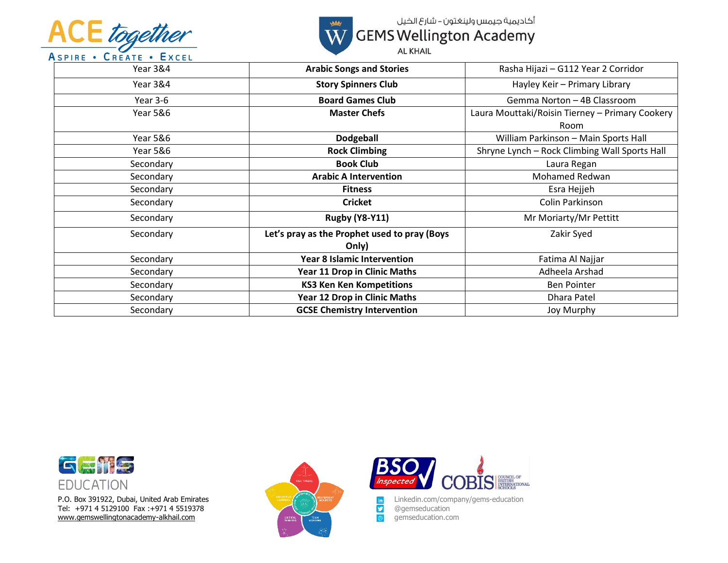| | | |
|---|---|---|
| Year 3&4 | **Arabic Songs and Stories** | Rasha Hijazi – G112 Year 2 Corridor |
| Year 3&4 | **Story Spinners Club** | Hayley Keir – Primary Library |
| Year 3-6 | **Board Games Club** | Gemma Norton – 4B Classroom |
| Year 5&6 | **Master Chefs** | Laura Mouttaki/Roisin Tierney – Primary Cookery Room |
| Year 5&6 | **Dodgeball** | William Parkinson – Main Sports Hall |
| Year 5&6 | **Rock Climbing** | Shryne Lynch – Rock Climbing Wall Sports Hall |
| Secondary | **Book Club** | Laura Regan |
| Secondary | **Arabic A Intervention** | Mohamed Redwan |
| Secondary | **Fitness** | Esra Hejjeh |
| Secondary | **Cricket** | Colin Parkinson |
| Secondary | **Rugby (Y8-Y11)** | Mr Moriarty/Mr Pettitt |
| Secondary | **Let's pray as the Prophet used to pray (Boys Only)** | Zakir Syed |
| Secondary | **Year 8 Islamic Intervention** | Fatima Al Najjar |
| Secondary | **Year 11 Drop in Clinic Maths** | Adheela Arshad |
| Secondary | **KS3 Ken Ken Kompetitions** | Ben Pointer |
| Secondary | **Year 12 Drop in Clinic Maths** | Dhara Patel |
| Secondary | **GCSE Chemistry Intervention** | Joy Murphy |